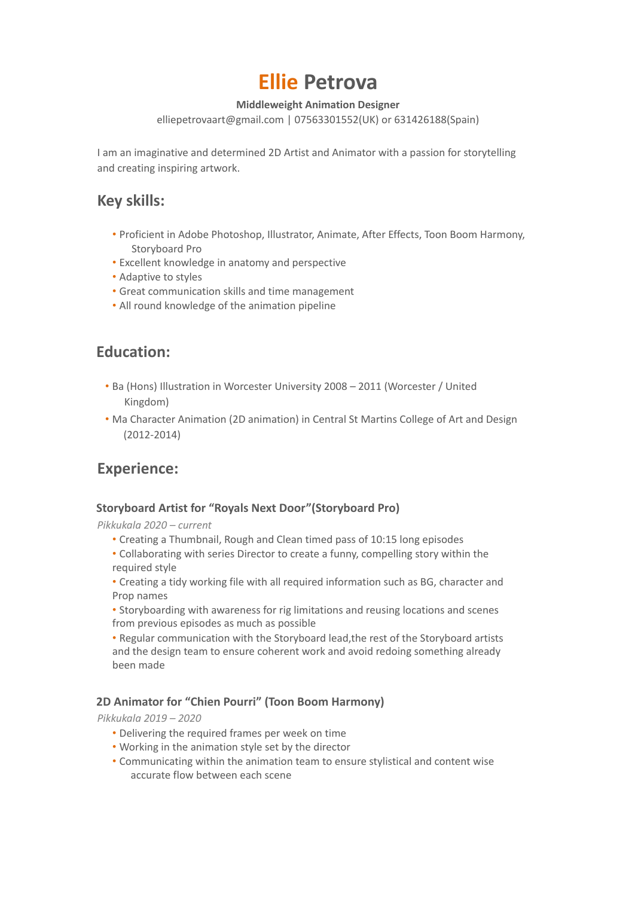# Ellie Petrova

**Middleweight Animation Designer**

elliepetrovaart@gmail.com | 07563301552(UK) or 631426188(Spain)

I am an imaginative and determined 2D Artist and Animator with a passion for storytelling and creating inspiring artwork.

## Key skills:

- Proficient in Adobe Photoshop, Illustrator, Animate, After Effects, Toon Boom Harmony, Storyboard Pro
- Excellent knowledge in anatomy and perspective
- Adaptive to styles
- Great communication skills and time management
- All round knowledge of the animation pipeline

## Education:

- Ba (Hons) Illustration in Worcester University 2008 – 2011 (Worcester / United Kingdom)
- Ma Character Animation (2D animation) in Central St Martins College of Art and Design (2012-2014)

## Experience:

### Storyboard Artist for "Royals Next Door"(Storyboard Pro)

*Pikkukala 2020 – current*

- Creating a Thumbnail, Rough and Clean timed pass of 10:15 long episodes
- Collaborating with series Director to create a funny, compelling story within the required style
- Creating a tidy working file with all required information such as BG, character and Prop names
- Storyboarding with awareness for rig limitations and reusing locations and scenes from previous episodes as much as possible
- Regular communication with the Storyboard lead,the rest of the Storyboard artists and the design team to ensure coherent work and avoid redoing something already been made

### 2D Animator for "Chien Pourri" (Toon Boom Harmony)

*Pikkukala 2019 – 2020*

- Delivering the required frames per week on time
- Working in the animation style set by the director
- Communicating within the animation team to ensure stylistical and content wise accurate flow between each scene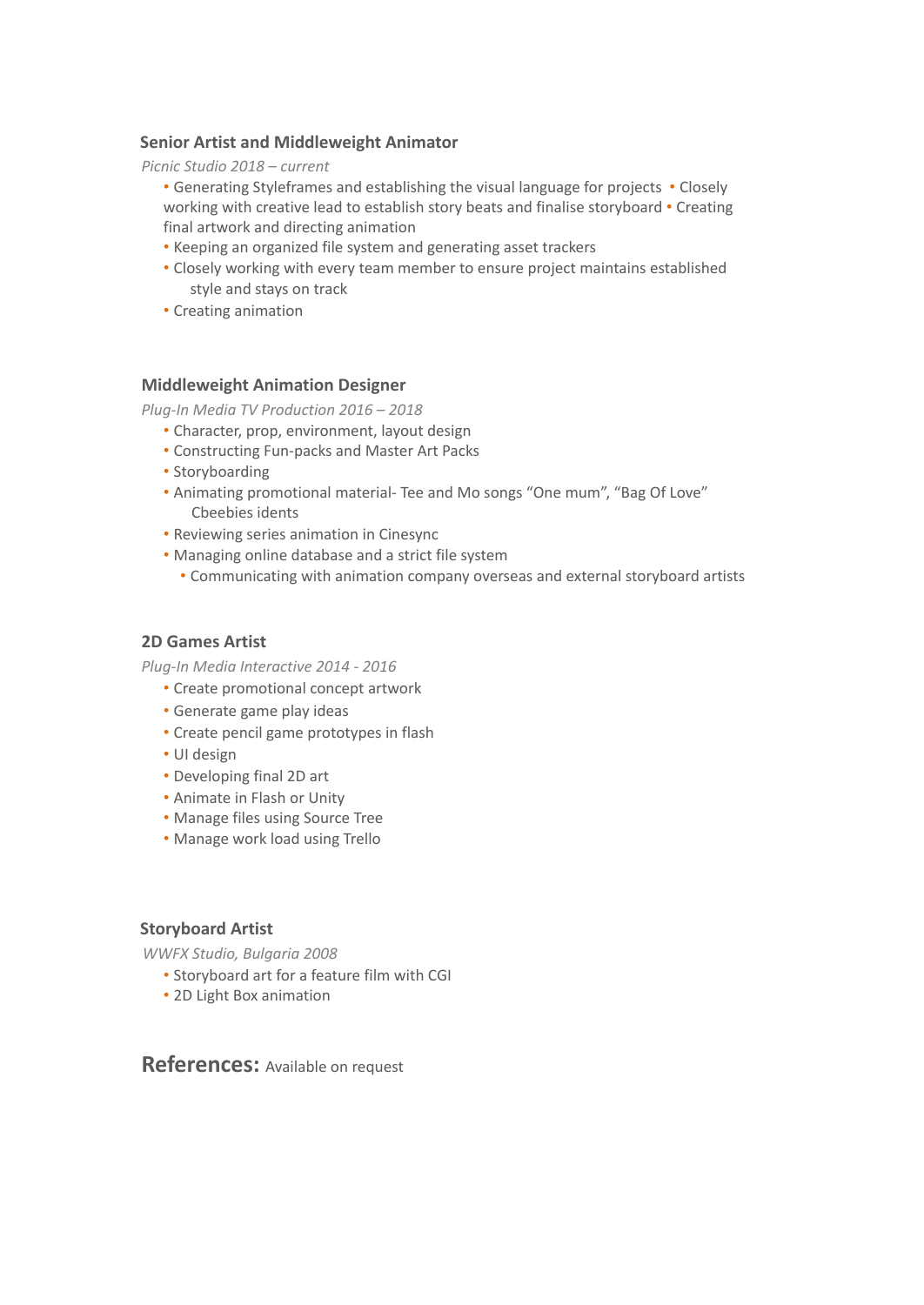### Senior Artist and Middleweight Animator

*Picnic Studio 2018 – current*

- Generating Styleframes and establishing the visual language for projects
- Closely working with creative lead to establish story beats and finalise storyboard
- Creating final artwork and directing animation
- Keeping an organized file system and generating asset trackers
- Closely working with every team member to ensure project maintains established style and stays on track
- Creating animation

### Middleweight Animation Designer

*Plug-In Media TV Production 2016 – 2018*

- Character, prop, environment, layout design
- Constructing Fun-packs and Master Art Packs
- Storyboarding
- Animating promotional material- Tee and Mo songs "One mum", "Bag Of Love" Cbeebies idents
- Reviewing series animation in Cinesync
- Managing online database and a strict file system
- Communicating with animation company overseas and external storyboard artists

### 2D Games Artist

*Plug-In Media Interactive 2014 - 2016*

- Create promotional concept artwork
- Generate game play ideas
- Create pencil game prototypes in flash
- UI design
- Developing final 2D art
- Animate in Flash or Unity
- Manage files using Source Tree
- Manage work load using Trello

### Storyboard Artist

*WWFX Studio, Bulgaria 2008*

- Storyboard art for a feature film with CGI
- 2D Light Box animation

**References:** Available on request